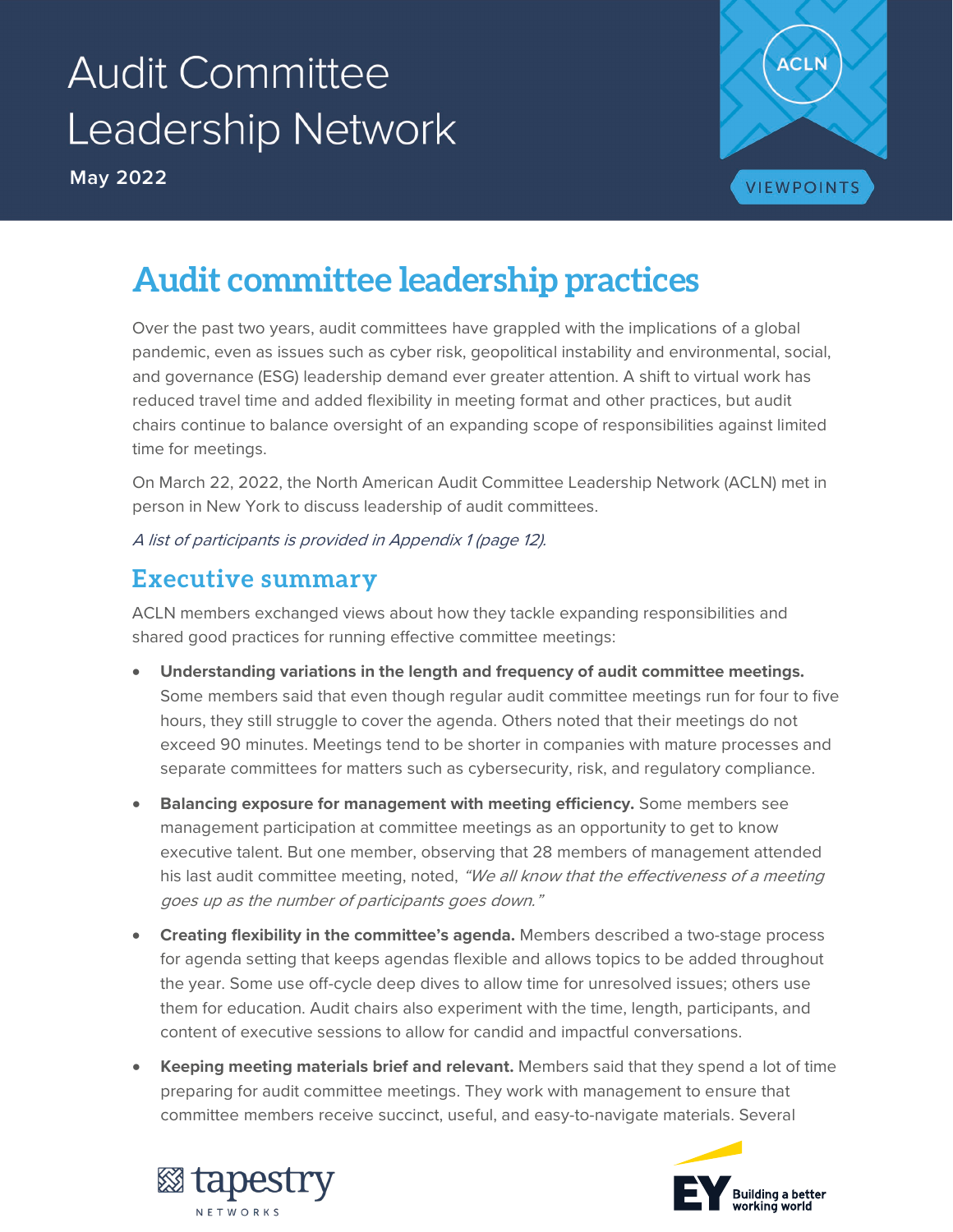# Audit Committee Leadership Network

**May 2022**

ACLN

VIEWPOINTS

## Audit committee leadership practices

Over the past two years, audit committees have grappled with the implications of a global pandemic, even as issues such as cyber risk, geopolitical instability and environmental, social, and governance (ESG) leadership demand ever greater attention. A shift to virtual work has reduced travel time and added flexibility in meeting format and other practices, but audit chairs continue to balance oversight of an expanding scope of responsibilities against limited time for meetings.

On March 22, 2022, the North American Audit Committee Leadership Network (ACLN) met in person in New York to discuss leadership of audit committees.

*A list of participants is provided in Appendix 1 (page 12).*

### Executive summary

ACLN members exchanged views about how they tackle expanding responsibilities and shared good practices for running effective committee meetings:

- **Understanding variations in the length and frequency of audit committee meetings.** Some members said that even though regular audit committee meetings run for four to five hours, they still struggle to cover the agenda. Others noted that their meetings do not exceed 90 minutes. Meetings tend to be shorter in companies with mature processes and separate committees for matters such as cybersecurity, risk, and regulatory compliance.
- **Balancing exposure for management with meeting efficiency.** Some members see management participation at committee meetings as an opportunity to get to know executive talent. But one member, observing that 28 members of management attended his last audit committee meeting, noted, *"We all know that the effectiveness of a meeting goes up as the number of participants goes down."*
- **Creating flexibility in the committee's agenda.** Members described a two-stage process for agenda setting that keeps agendas flexible and allows topics to be added throughout the year. Some use off-cycle deep dives to allow time for unresolved issues; others use them for education. Audit chairs also experiment with the time, length, participants, and content of executive sessions to allow for candid and impactful conversations.
- **Keeping meeting materials brief and relevant.** Members said that they spend a lot of time preparing for audit committee meetings. They work with management to ensure that committee members receive succinct, useful, and easy-to-navigate materials. Several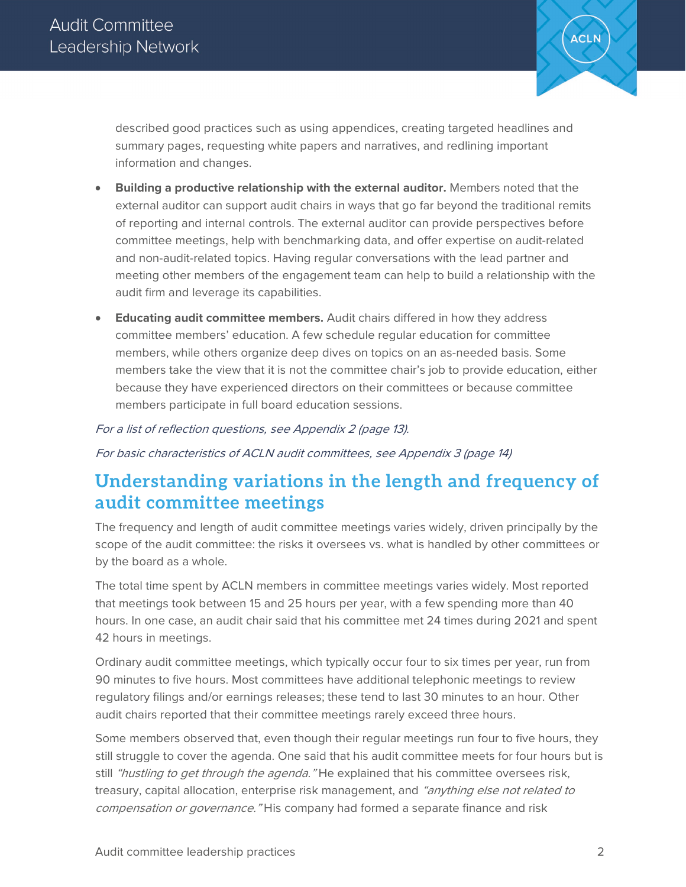described good practices such as using appendices, creating targeted headlines and summary pages, requesting white papers and narratives, and redlining important information and changes.

- **Building a productive relationship with the external auditor.** Members noted that the external auditor can support audit chairs in ways that go far beyond the traditional remits of reporting and internal controls. The external auditor can provide perspectives before committee meetings, help with benchmarking data, and offer expertise on audit-related and non-audit-related topics. Having regular conversations with the lead partner and meeting other members of the engagement team can help to build a relationship with the audit firm and leverage its capabilities.
- **Educating audit committee members.** Audit chairs differed in how they address committee members' education. A few schedule regular education for committee members, while others organize deep dives on topics on an as-needed basis. Some members take the view that it is not the committee chair's job to provide education, either because they have experienced directors on their committees or because committee members participate in full board education sessions.

*For a list of reflection questions, see Appendix 2 (page 13).*

*For basic characteristics of ACLN audit committees, see Appendix 3 (page 14)*

## Understanding variations in the length and frequency of audit committee meetings

The frequency and length of audit committee meetings varies widely, driven principally by the scope of the audit committee: the risks it oversees vs. what is handled by other committees or by the board as a whole.

The total time spent by ACLN members in committee meetings varies widely. Most reported that meetings took between 15 and 25 hours per year, with a few spending more than 40 hours. In one case, an audit chair said that his committee met 24 times during 2021 and spent 42 hours in meetings.

Ordinary audit committee meetings, which typically occur four to six times per year, run from 90 minutes to five hours. Most committees have additional telephonic meetings to review regulatory filings and/or earnings releases; these tend to last 30 minutes to an hour. Other audit chairs reported that their committee meetings rarely exceed three hours.

Some members observed that, even though their regular meetings run four to five hours, they still struggle to cover the agenda. One said that his audit committee meets for four hours but is still *"hustling to get through the agenda."* He explained that his committee oversees risk, treasury, capital allocation, enterprise risk management, and *"anything else not related to compensation or governance."* His company had formed a separate finance and risk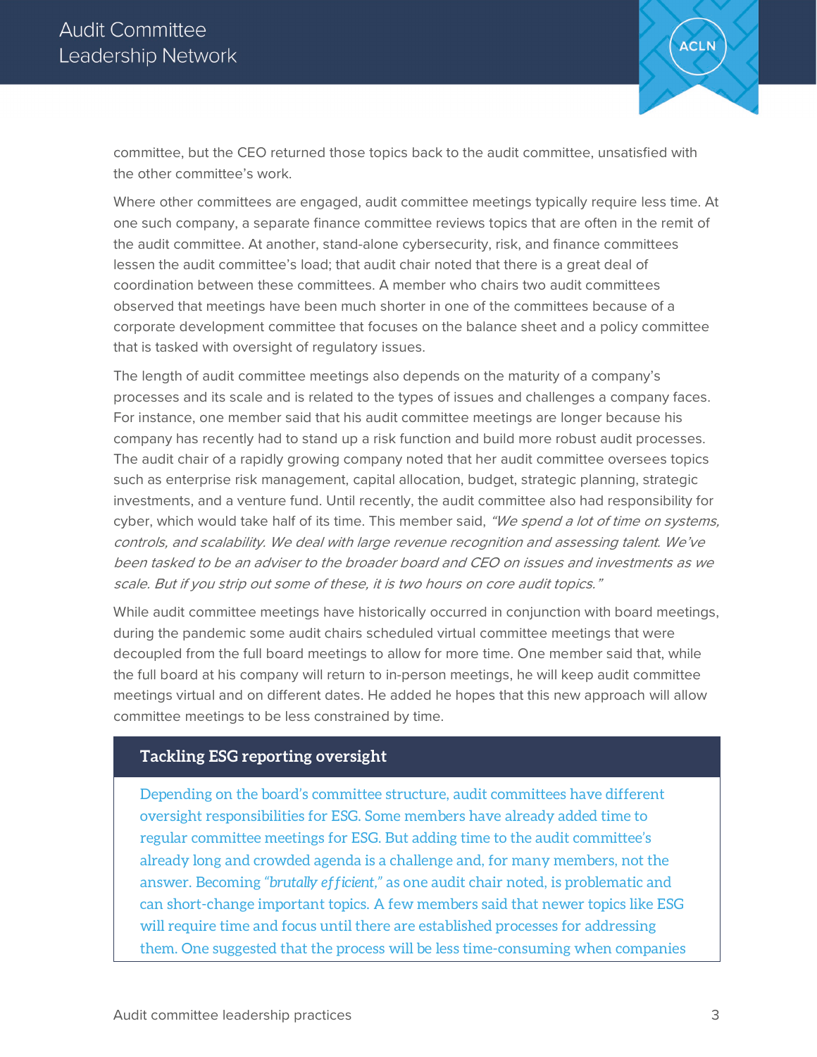committee, but the CEO returned those topics back to the audit committee, unsatisfied with the other committee's work.

Where other committees are engaged, audit committee meetings typically require less time. At one such company, a separate finance committee reviews topics that are often in the remit of the audit committee. At another, stand-alone cybersecurity, risk, and finance committees lessen the audit committee's load; that audit chair noted that there is a great deal of coordination between these committees. A member who chairs two audit committees observed that meetings have been much shorter in one of the committees because of a corporate development committee that focuses on the balance sheet and a policy committee that is tasked with oversight of regulatory issues.

The length of audit committee meetings also depends on the maturity of a company's processes and its scale and is related to the types of issues and challenges a company faces. For instance, one member said that his audit committee meetings are longer because his company has recently had to stand up a risk function and build more robust audit processes. The audit chair of a rapidly growing company noted that her audit committee oversees topics such as enterprise risk management, capital allocation, budget, strategic planning, strategic investments, and a venture fund. Until recently, the audit committee also had responsibility for cyber, which would take half of its time. This member said, *"We spend a lot of time on systems, controls, and scalability. We deal with large revenue recognition and assessing talent. We've been tasked to be an adviser to the broader board and CEO on issues and investments as we scale. But if you strip out some of these, it is two hours on core audit topics."*

While audit committee meetings have historically occurred in conjunction with board meetings, during the pandemic some audit chairs scheduled virtual committee meetings that were decoupled from the full board meetings to allow for more time. One member said that, while the full board at his company will return to in-person meetings, he will keep audit committee meetings virtual and on different dates. He added he hopes that this new approach will allow committee meetings to be less constrained by time.

### Tackling ESG reporting oversight

Depending on the board's committee structure, audit committees have different oversight responsibilities for ESG. Some members have already added time to regular committee meetings for ESG. But adding time to the audit committee's already long and crowded agenda is a challenge and, for many members, not the answer. Becoming *"brutally efficient,"* as one audit chair noted, is problematic and can short-change important topics. A few members said that newer topics like ESG will require time and focus until there are established processes for addressing them. One suggested that the process will be less time-consuming when companies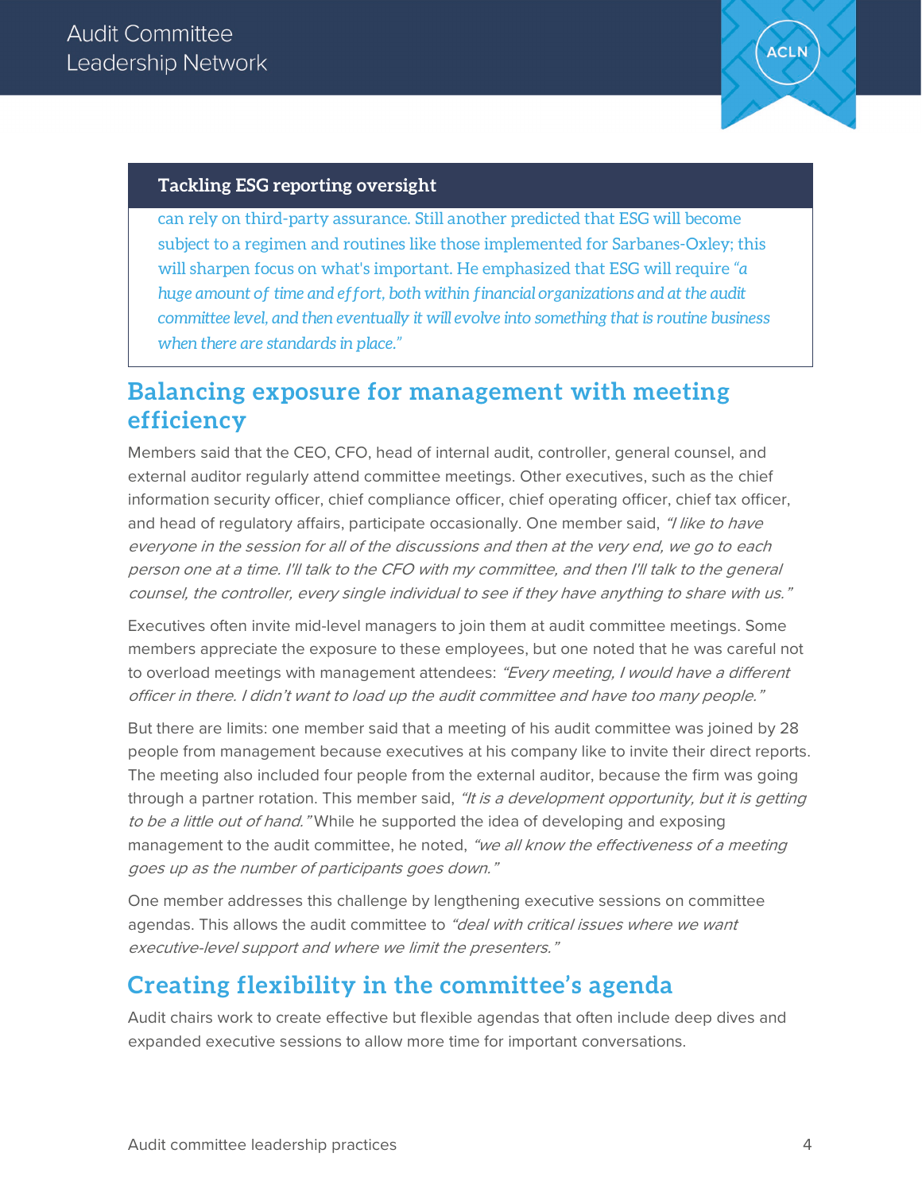**Tackling ESG reporting oversight**

can rely on third-party assurance. Still another predicted that ESG will become subject to a regimen and routines like those implemented for Sarbanes-Oxley; this will sharpen focus on what's important. He emphasized that ESG will require *"a huge amount of time and effort, both within financial organizations and at the audit committee level, and then eventually it will evolve into something that is routine business when there are standards in place."*

## Balancing exposure for management with meeting efficiency

Members said that the CEO, CFO, head of internal audit, controller, general counsel, and external auditor regularly attend committee meetings. Other executives, such as the chief information security officer, chief compliance officer, chief operating officer, chief tax officer, and head of regulatory affairs, participate occasionally. One member said, *"I like to have everyone in the session for all of the discussions and then at the very end, we go to each person one at a time. I'll talk to the CFO with my committee, and then I'll talk to the general counsel, the controller, every single individual to see if they have anything to share with us."*

Executives often invite mid-level managers to join them at audit committee meetings. Some members appreciate the exposure to these employees, but one noted that he was careful not to overload meetings with management attendees: *"Every meeting, I would have a different officer in there. I didn't want to load up the audit committee and have too many people."*

But there are limits: one member said that a meeting of his audit committee was joined by 28 people from management because executives at his company like to invite their direct reports. The meeting also included four people from the external auditor, because the firm was going through a partner rotation. This member said, *"It is a development opportunity, but it is getting to be a little out of hand."* While he supported the idea of developing and exposing management to the audit committee, he noted, *"we all know the effectiveness of a meeting goes up as the number of participants goes down."*

One member addresses this challenge by lengthening executive sessions on committee agendas. This allows the audit committee to *"deal with critical issues where we want executive-level support and where we limit the presenters."*

## Creating flexibility in the committee's agenda

Audit chairs work to create effective but flexible agendas that often include deep dives and expanded executive sessions to allow more time for important conversations.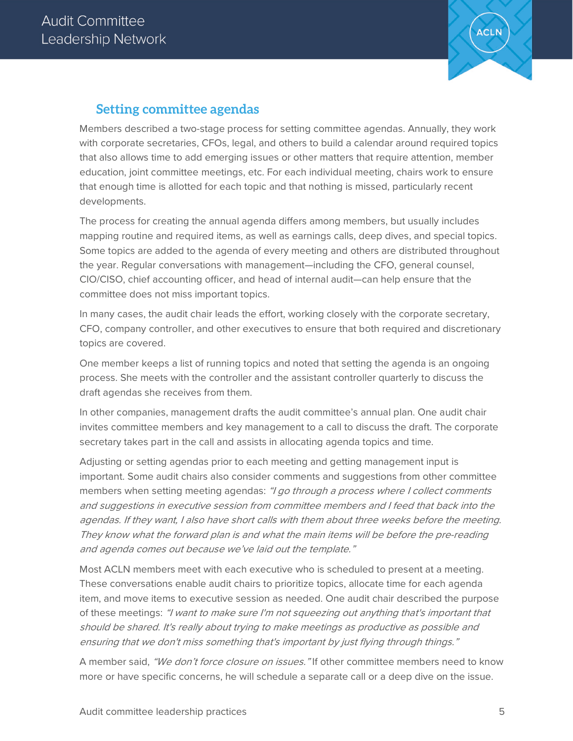## Setting committee agendas

Members described a two-stage process for setting committee agendas. Annually, they work with corporate secretaries, CFOs, legal, and others to build a calendar around required topics that also allows time to add emerging issues or other matters that require attention, member education, joint committee meetings, etc. For each individual meeting, chairs work to ensure that enough time is allotted for each topic and that nothing is missed, particularly recent developments.

The process for creating the annual agenda differs among members, but usually includes mapping routine and required items, as well as earnings calls, deep dives, and special topics. Some topics are added to the agenda of every meeting and others are distributed throughout the year. Regular conversations with management—including the CFO, general counsel, CIO/CISO, chief accounting officer, and head of internal audit—can help ensure that the committee does not miss important topics.

In many cases, the audit chair leads the effort, working closely with the corporate secretary, CFO, company controller, and other executives to ensure that both required and discretionary topics are covered.

One member keeps a list of running topics and noted that setting the agenda is an ongoing process. She meets with the controller and the assistant controller quarterly to discuss the draft agendas she receives from them.

In other companies, management drafts the audit committee's annual plan. One audit chair invites committee members and key management to a call to discuss the draft. The corporate secretary takes part in the call and assists in allocating agenda topics and time.

Adjusting or setting agendas prior to each meeting and getting management input is important. Some audit chairs also consider comments and suggestions from other committee members when setting meeting agendas: *"I go through a process where I collect comments and suggestions in executive session from committee members and I feed that back into the agendas. If they want, I also have short calls with them about three weeks before the meeting. They know what the forward plan is and what the main items will be before the pre-reading and agenda comes out because we've laid out the template."*

Most ACLN members meet with each executive who is scheduled to present at a meeting. These conversations enable audit chairs to prioritize topics, allocate time for each agenda item, and move items to executive session as needed. One audit chair described the purpose of these meetings: *"I want to make sure I'm not squeezing out anything that's important that should be shared. It's really about trying to make meetings as productive as possible and ensuring that we don't miss something that's important by just flying through things."*

A member said, *"We don't force closure on issues."* If other committee members need to know more or have specific concerns, he will schedule a separate call or a deep dive on the issue.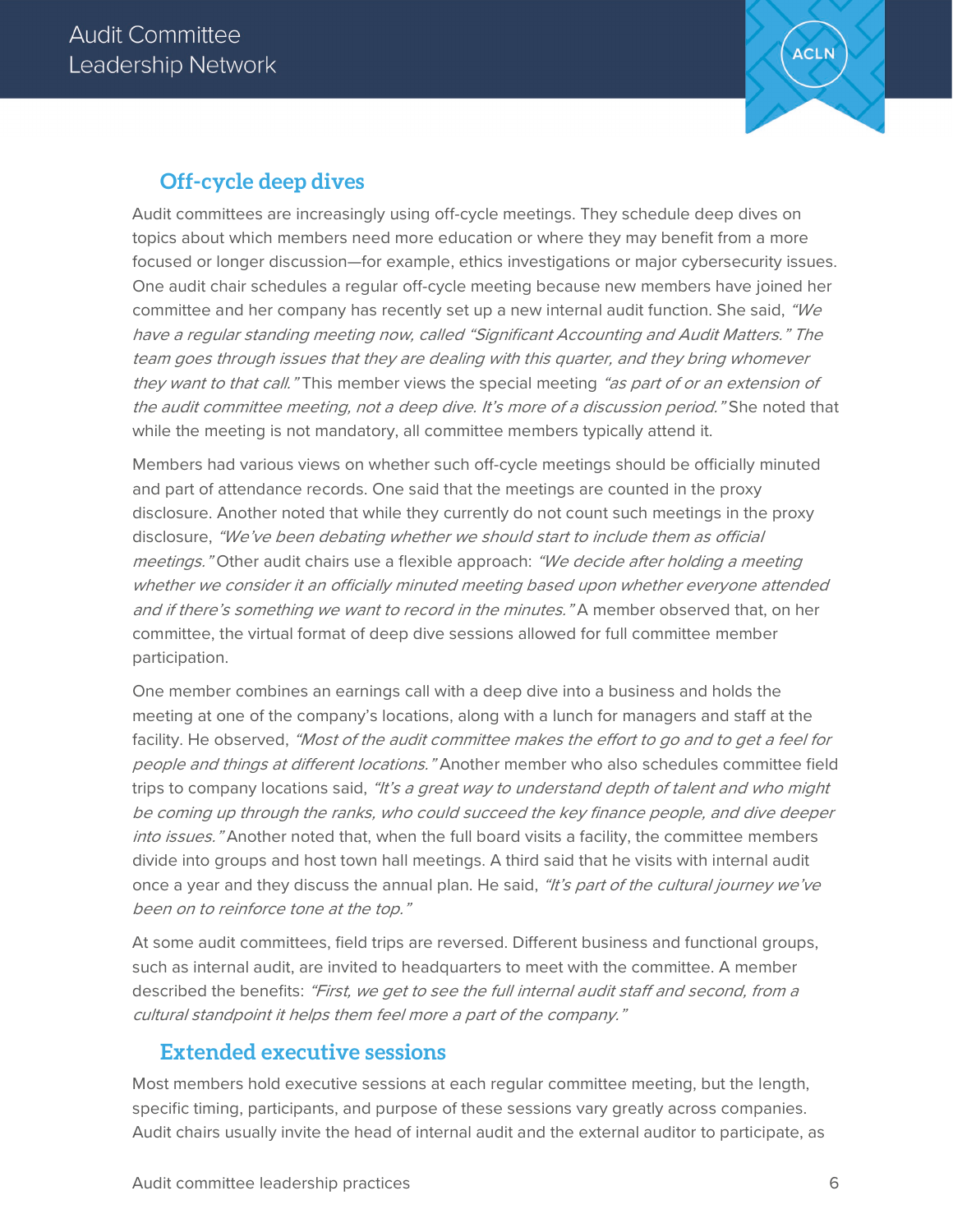## Off-cycle deep dives

Audit committees are increasingly using off-cycle meetings. They schedule deep dives on topics about which members need more education or where they may benefit from a more focused or longer discussion—for example, ethics investigations or major cybersecurity issues. One audit chair schedules a regular off-cycle meeting because new members have joined her committee and her company has recently set up a new internal audit function. She said, *"We have a regular standing meeting now, called "Significant Accounting and Audit Matters." The team goes through issues that they are dealing with this quarter, and they bring whomever they want to that call."* This member views the special meeting *"as part of or an extension of the audit committee meeting, not a deep dive. It's more of a discussion period."* She noted that while the meeting is not mandatory, all committee members typically attend it.

Members had various views on whether such off-cycle meetings should be officially minuted and part of attendance records. One said that the meetings are counted in the proxy disclosure. Another noted that while they currently do not count such meetings in the proxy disclosure, *"We've been debating whether we should start to include them as official meetings."* Other audit chairs use a flexible approach: *"We decide after holding a meeting whether we consider it an officially minuted meeting based upon whether everyone attended and if there's something we want to record in the minutes."* A member observed that, on her committee, the virtual format of deep dive sessions allowed for full committee member participation.

One member combines an earnings call with a deep dive into a business and holds the meeting at one of the company's locations, along with a lunch for managers and staff at the facility. He observed, *"Most of the audit committee makes the effort to go and to get a feel for people and things at different locations."* Another member who also schedules committee field trips to company locations said, *"It's a great way to understand depth of talent and who might be coming up through the ranks, who could succeed the key finance people, and dive deeper into issues."* Another noted that, when the full board visits a facility, the committee members divide into groups and host town hall meetings. A third said that he visits with internal audit once a year and they discuss the annual plan. He said, *"It's part of the cultural journey we've been on to reinforce tone at the top."*

At some audit committees, field trips are reversed. Different business and functional groups, such as internal audit, are invited to headquarters to meet with the committee. A member described the benefits: *"First, we get to see the full internal audit staff and second, from a cultural standpoint it helps them feel more a part of the company."*

## Extended executive sessions

Most members hold executive sessions at each regular committee meeting, but the length, specific timing, participants, and purpose of these sessions vary greatly across companies. Audit chairs usually invite the head of internal audit and the external auditor to participate, as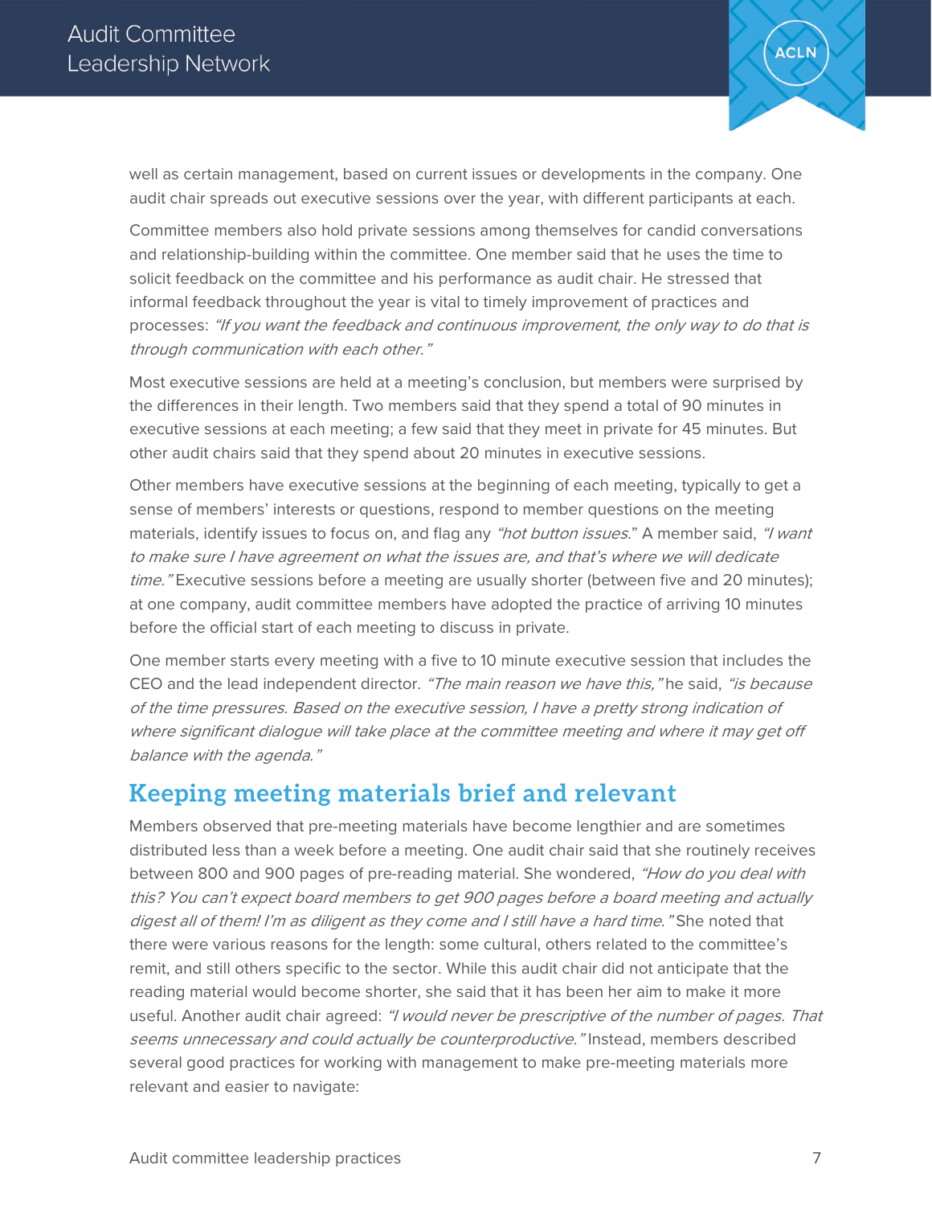well as certain management, based on current issues or developments in the company. One audit chair spreads out executive sessions over the year, with different participants at each.

Committee members also hold private sessions among themselves for candid conversations and relationship-building within the committee. One member said that he uses the time to solicit feedback on the committee and his performance as audit chair. He stressed that informal feedback throughout the year is vital to timely improvement of practices and processes: *"If you want the feedback and continuous improvement, the only way to do that is through communication with each other."*

Most executive sessions are held at a meeting's conclusion, but members were surprised by the differences in their length. Two members said that they spend a total of 90 minutes in executive sessions at each meeting; a few said that they meet in private for 45 minutes. But other audit chairs said that they spend about 20 minutes in executive sessions.

Other members have executive sessions at the beginning of each meeting, typically to get a sense of members' interests or questions, respond to member questions on the meeting materials, identify issues to focus on, and flag any *"hot button issues."* A member said, *"I want to make sure I have agreement on what the issues are, and that's where we will dedicate time."* Executive sessions before a meeting are usually shorter (between five and 20 minutes); at one company, audit committee members have adopted the practice of arriving 10 minutes before the official start of each meeting to discuss in private.

One member starts every meeting with a five to 10 minute executive session that includes the CEO and the lead independent director. *"The main reason we have this,"* he said, *"is because of the time pressures. Based on the executive session, I have a pretty strong indication of where significant dialogue will take place at the committee meeting and where it may get off balance with the agenda."*

## Keeping meeting materials brief and relevant

Members observed that pre-meeting materials have become lengthier and are sometimes distributed less than a week before a meeting. One audit chair said that she routinely receives between 800 and 900 pages of pre-reading material. She wondered, *"How do you deal with this? You can't expect board members to get 900 pages before a board meeting and actually digest all of them! I'm as diligent as they come and I still have a hard time."* She noted that there were various reasons for the length: some cultural, others related to the committee's remit, and still others specific to the sector. While this audit chair did not anticipate that the reading material would become shorter, she said that it has been her aim to make it more useful. Another audit chair agreed: *"I would never be prescriptive of the number of pages. That seems unnecessary and could actually be counterproductive."* Instead, members described several good practices for working with management to make pre-meeting materials more relevant and easier to navigate: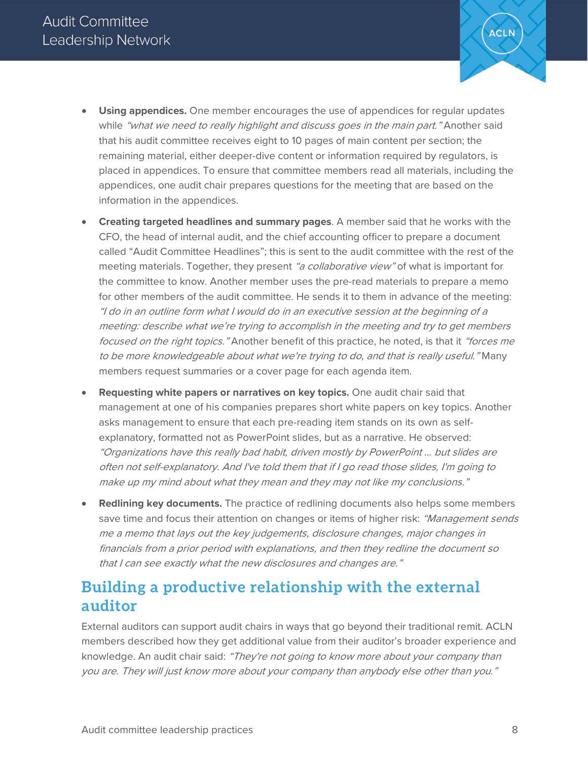- **Using appendices.** One member encourages the use of appendices for regular updates while *"what we need to really highlight and discuss goes in the main part."* Another said that his audit committee receives eight to 10 pages of main content per section; the remaining material, either deeper-dive content or information required by regulators, is placed in appendices. To ensure that committee members read all materials, including the appendices, one audit chair prepares questions for the meeting that are based on the information in the appendices.
- **Creating targeted headlines and summary pages**. A member said that he works with the CFO, the head of internal audit, and the chief accounting officer to prepare a document called "Audit Committee Headlines"; this is sent to the audit committee with the rest of the meeting materials. Together, they present *"a collaborative view"* of what is important for the committee to know. Another member uses the pre-read materials to prepare a memo for other members of the audit committee. He sends it to them in advance of the meeting: *"I do in an outline form what I would do in an executive session at the beginning of a meeting: describe what we're trying to accomplish in the meeting and try to get members focused on the right topics."* Another benefit of this practice, he noted, is that it *"forces me to be more knowledgeable about what we're trying to do, and that is really useful."* Many members request summaries or a cover page for each agenda item.
- **Requesting white papers or narratives on key topics.** One audit chair said that management at one of his companies prepares short white papers on key topics. Another asks management to ensure that each pre-reading item stands on its own as self-explanatory, formatted not as PowerPoint slides, but as a narrative. He observed: *"Organizations have this really bad habit, driven mostly by PowerPoint … but slides are often not self-explanatory. And I've told them that if I go read those slides, I'm going to make up my mind about what they mean and they may not like my conclusions."*
- **Redlining key documents.** The practice of redlining documents also helps some members save time and focus their attention on changes or items of higher risk: *"Management sends me a memo that lays out the key judgements, disclosure changes, major changes in financials from a prior period with explanations, and then they redline the document so that I can see exactly what the new disclosures and changes are."*

## Building a productive relationship with the external auditor

External auditors can support audit chairs in ways that go beyond their traditional remit. ACLN members described how they get additional value from their auditor's broader experience and knowledge. An audit chair said: *"They're not going to know more about your company than you are. They will just know more about your company than anybody else other than you."*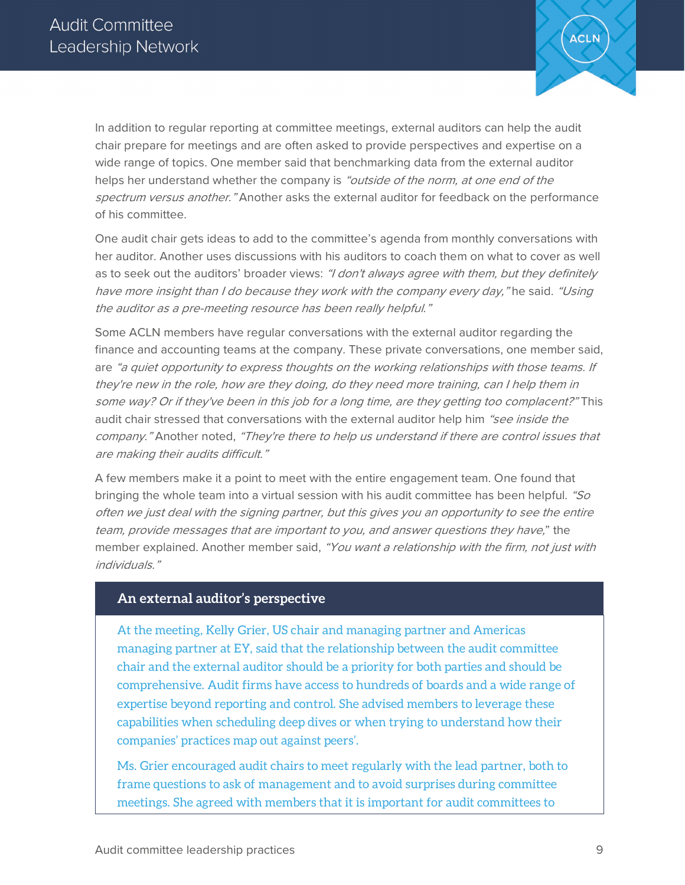In addition to regular reporting at committee meetings, external auditors can help the audit chair prepare for meetings and are often asked to provide perspectives and expertise on a wide range of topics. One member said that benchmarking data from the external auditor helps her understand whether the company is *"outside of the norm, at one end of the spectrum versus another."* Another asks the external auditor for feedback on the performance of his committee.

One audit chair gets ideas to add to the committee's agenda from monthly conversations with her auditor. Another uses discussions with his auditors to coach them on what to cover as well as to seek out the auditors' broader views: *"I don't always agree with them, but they definitely have more insight than I do because they work with the company every day,"* he said. *"Using the auditor as a pre-meeting resource has been really helpful."*

Some ACLN members have regular conversations with the external auditor regarding the finance and accounting teams at the company. These private conversations, one member said, are *"a quiet opportunity to express thoughts on the working relationships with those teams. If they're new in the role, how are they doing, do they need more training, can I help them in some way? Or if they've been in this job for a long time, are they getting too complacent?"* This audit chair stressed that conversations with the external auditor help him *"see inside the company."* Another noted, *"They're there to help us understand if there are control issues that are making their audits difficult."*

A few members make it a point to meet with the entire engagement team. One found that bringing the whole team into a virtual session with his audit committee has been helpful. *"So often we just deal with the signing partner, but this gives you an opportunity to see the entire team, provide messages that are important to you, and answer questions they have,"* the member explained. Another member said, *"You want a relationship with the firm, not just with individuals."*

## An external auditor's perspective

At the meeting, Kelly Grier, US chair and managing partner and Americas managing partner at EY, said that the relationship between the audit committee chair and the external auditor should be a priority for both parties and should be comprehensive. Audit firms have access to hundreds of boards and a wide range of expertise beyond reporting and control. She advised members to leverage these capabilities when scheduling deep dives or when trying to understand how their companies' practices map out against peers'.

Ms. Grier encouraged audit chairs to meet regularly with the lead partner, both to frame questions to ask of management and to avoid surprises during committee meetings. She agreed with members that it is important for audit committees to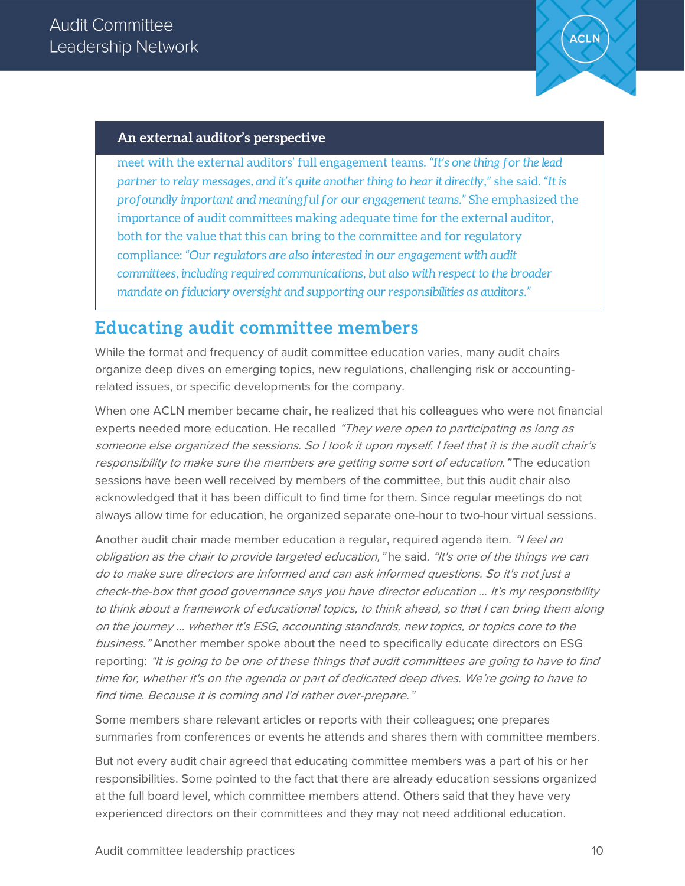**An external auditor's perspective**

meet with the external auditors' full engagement teams. *"It's one thing for the lead partner to relay messages, and it's quite another thing to hear it directly,"* she said. *"It is profoundly important and meaningful for our engagement teams."* She emphasized the importance of audit committees making adequate time for the external auditor, both for the value that this can bring to the committee and for regulatory compliance: *"Our regulators are also interested in our engagement with audit committees, including required communications, but also with respect to the broader mandate on fiduciary oversight and supporting our responsibilities as auditors."*

## Educating audit committee members

While the format and frequency of audit committee education varies, many audit chairs organize deep dives on emerging topics, new regulations, challenging risk or accounting-related issues, or specific developments for the company.

When one ACLN member became chair, he realized that his colleagues who were not financial experts needed more education. He recalled *"They were open to participating as long as someone else organized the sessions. So I took it upon myself. I feel that it is the audit chair's responsibility to make sure the members are getting some sort of education."* The education sessions have been well received by members of the committee, but this audit chair also acknowledged that it has been difficult to find time for them. Since regular meetings do not always allow time for education, he organized separate one-hour to two-hour virtual sessions.

Another audit chair made member education a regular, required agenda item. *"I feel an obligation as the chair to provide targeted education,"* he said. *"It's one of the things we can do to make sure directors are informed and can ask informed questions. So it's not just a check-the-box that good governance says you have director education … It's my responsibility to think about a framework of educational topics, to think ahead, so that I can bring them along on the journey … whether it's ESG, accounting standards, new topics, or topics core to the business."* Another member spoke about the need to specifically educate directors on ESG reporting: *"It is going to be one of these things that audit committees are going to have to find time for, whether it's on the agenda or part of dedicated deep dives. We're going to have to find time. Because it is coming and I'd rather over-prepare."*

Some members share relevant articles or reports with their colleagues; one prepares summaries from conferences or events he attends and shares them with committee members.

But not every audit chair agreed that educating committee members was a part of his or her responsibilities. Some pointed to the fact that there are already education sessions organized at the full board level, which committee members attend. Others said that they have very experienced directors on their committees and they may not need additional education.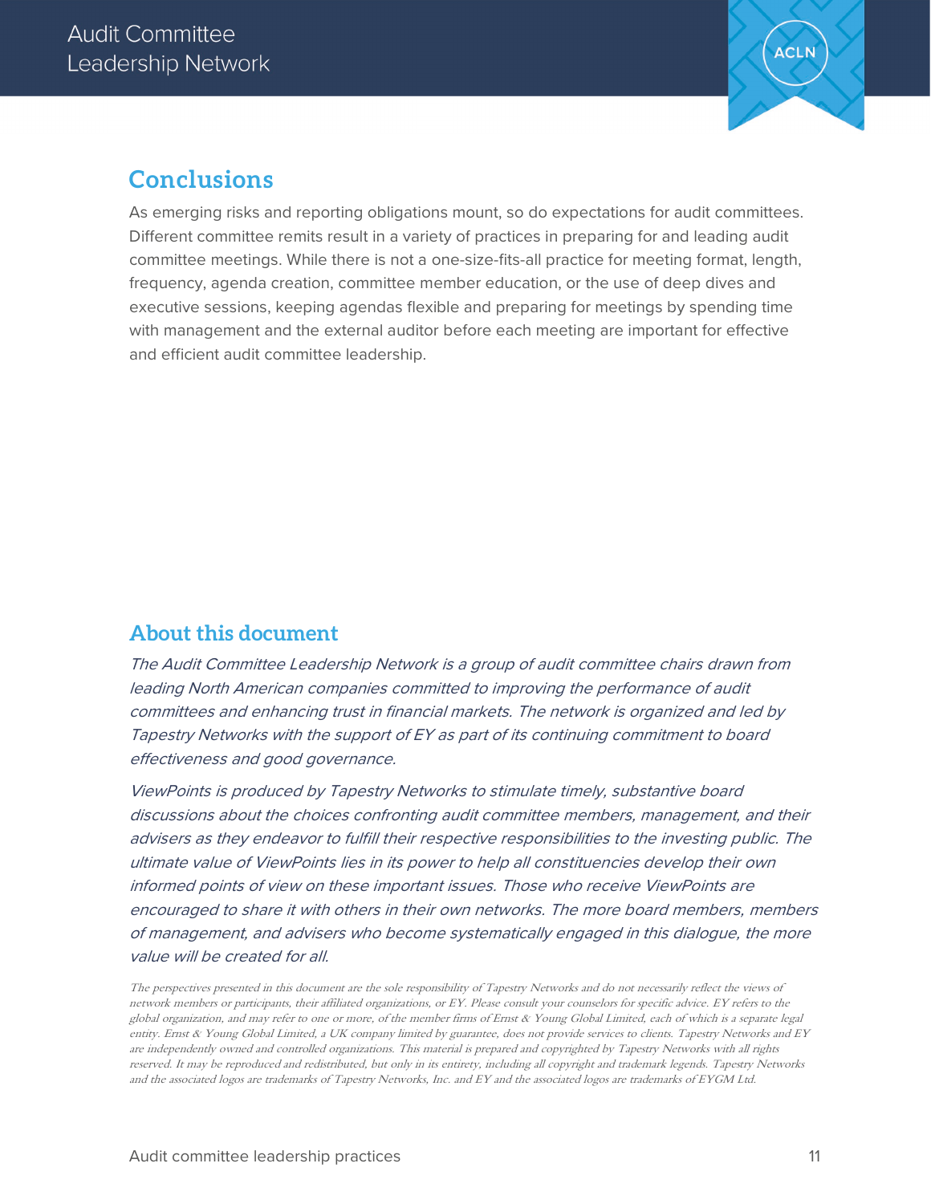## Conclusions

As emerging risks and reporting obligations mount, so do expectations for audit committees. Different committee remits result in a variety of practices in preparing for and leading audit committee meetings. While there is not a one-size-fits-all practice for meeting format, length, frequency, agenda creation, committee member education, or the use of deep dives and executive sessions, keeping agendas flexible and preparing for meetings by spending time with management and the external auditor before each meeting are important for effective and efficient audit committee leadership.

## About this document

*The Audit Committee Leadership Network is a group of audit committee chairs drawn from leading North American companies committed to improving the performance of audit committees and enhancing trust in financial markets. The network is organized and led by Tapestry Networks with the support of EY as part of its continuing commitment to board effectiveness and good governance.*

*ViewPoints is produced by Tapestry Networks to stimulate timely, substantive board discussions about the choices confronting audit committee members, management, and their advisers as they endeavor to fulfill their respective responsibilities to the investing public. The ultimate value of ViewPoints lies in its power to help all constituencies develop their own informed points of view on these important issues. Those who receive ViewPoints are encouraged to share it with others in their own networks. The more board members, members of management, and advisers who become systematically engaged in this dialogue, the more value will be created for all.*

*The perspectives presented in this document are the sole responsibility of Tapestry Networks and do not necessarily reflect the views of network members or participants, their affiliated organizations, or EY. Please consult your counselors for specific advice. EY refers to the global organization, and may refer to one or more, of the member firms of Ernst & Young Global Limited, each of which is a separate legal entity. Ernst & Young Global Limited, a UK company limited by guarantee, does not provide services to clients. Tapestry Networks and EY are independently owned and controlled organizations. This material is prepared and copyrighted by Tapestry Networks with all rights reserved. It may be reproduced and redistributed, but only in its entirety, including all copyright and trademark legends. Tapestry Networks and the associated logos are trademarks of Tapestry Networks, Inc. and EY and the associated logos are trademarks of EYGM Ltd.*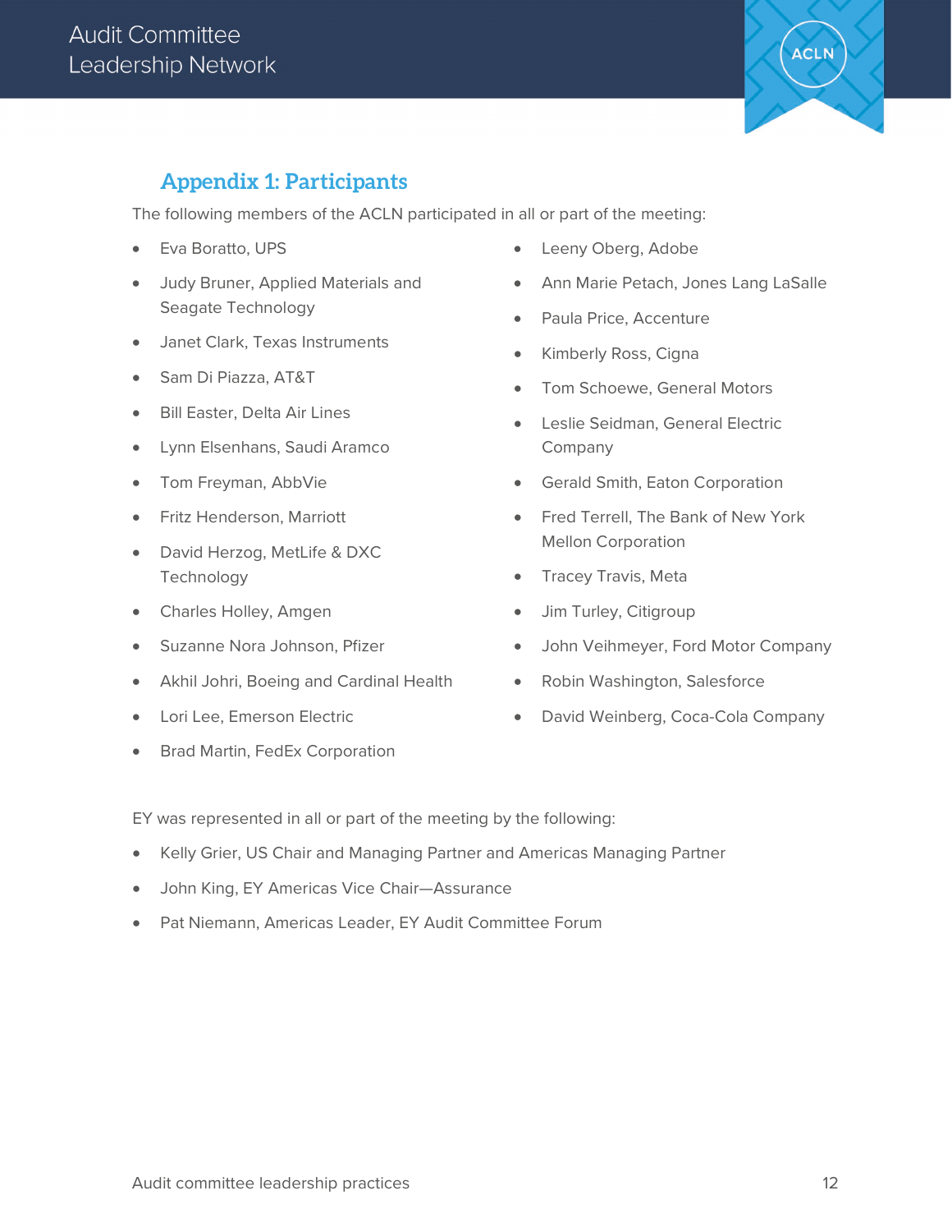## Appendix 1: Participants

The following members of the ACLN participated in all or part of the meeting:

- Eva Boratto, UPS
- Judy Bruner, Applied Materials and Seagate Technology
- Janet Clark, Texas Instruments
- Sam Di Piazza, AT&T
- Bill Easter, Delta Air Lines
- Lynn Elsenhans, Saudi Aramco
- Tom Freyman, AbbVie
- Fritz Henderson, Marriott
- David Herzog, MetLife & DXC Technology
- Charles Holley, Amgen
- Suzanne Nora Johnson, Pfizer
- Akhil Johri, Boeing and Cardinal Health
- Lori Lee, Emerson Electric
- Brad Martin, FedEx Corporation
- Leeny Oberg, Adobe
- Ann Marie Petach, Jones Lang LaSalle
- Paula Price, Accenture
- Kimberly Ross, Cigna
- Tom Schoewe, General Motors
- Leslie Seidman, General Electric Company
- Gerald Smith, Eaton Corporation
- Fred Terrell, The Bank of New York Mellon Corporation
- Tracey Travis, Meta
- Jim Turley, Citigroup
- John Veihmeyer, Ford Motor Company
- Robin Washington, Salesforce
- David Weinberg, Coca-Cola Company

EY was represented in all or part of the meeting by the following:

- Kelly Grier, US Chair and Managing Partner and Americas Managing Partner
- John King, EY Americas Vice Chair—Assurance
- Pat Niemann, Americas Leader, EY Audit Committee Forum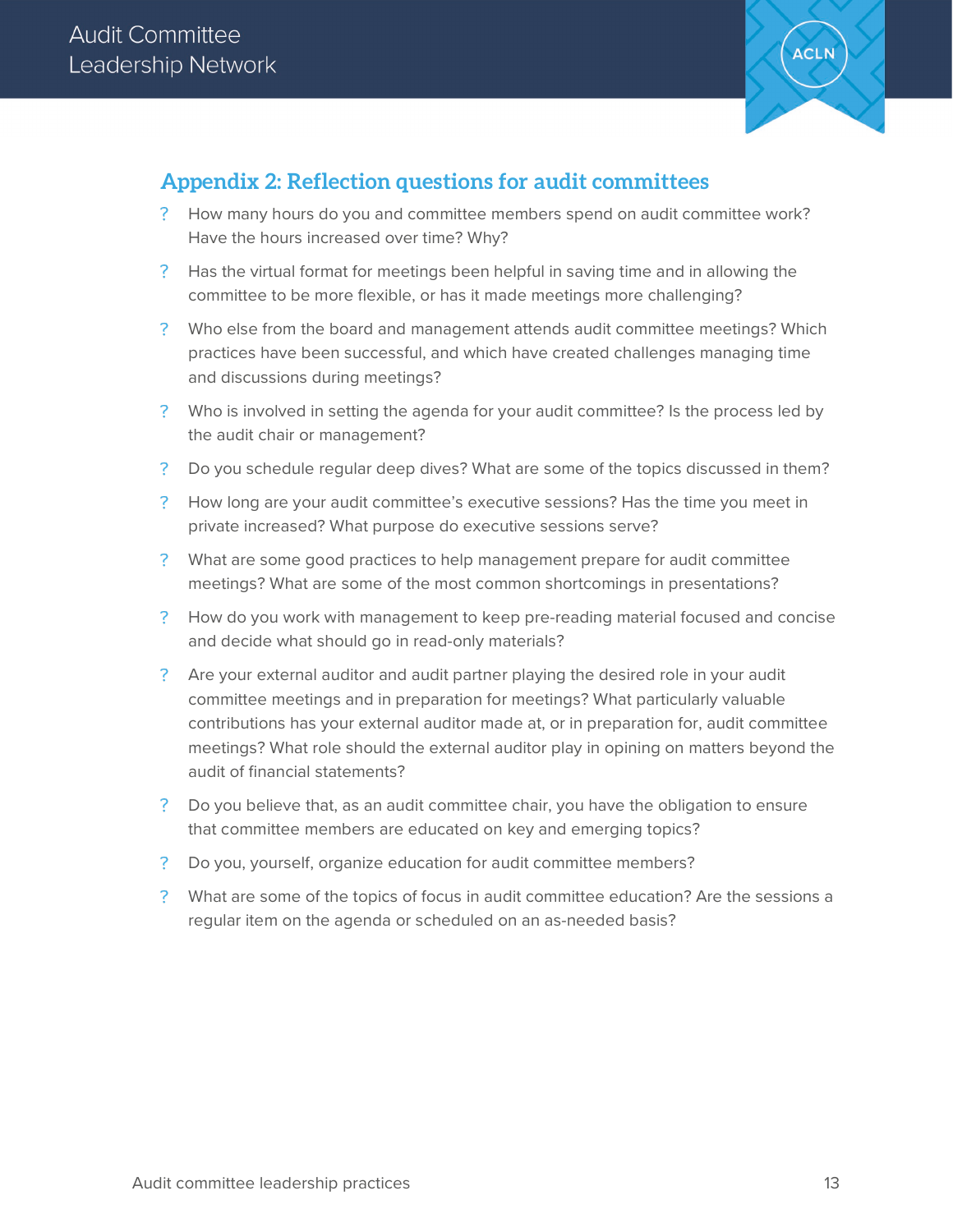## Appendix 2: Reflection questions for audit committees

- How many hours do you and committee members spend on audit committee work? Have the hours increased over time? Why?
- Has the virtual format for meetings been helpful in saving time and in allowing the committee to be more flexible, or has it made meetings more challenging?
- Who else from the board and management attends audit committee meetings? Which practices have been successful, and which have created challenges managing time and discussions during meetings?
- Who is involved in setting the agenda for your audit committee? Is the process led by the audit chair or management?
- Do you schedule regular deep dives? What are some of the topics discussed in them?
- How long are your audit committee's executive sessions? Has the time you meet in private increased? What purpose do executive sessions serve?
- What are some good practices to help management prepare for audit committee meetings? What are some of the most common shortcomings in presentations?
- How do you work with management to keep pre-reading material focused and concise and decide what should go in read-only materials?
- Are your external auditor and audit partner playing the desired role in your audit committee meetings and in preparation for meetings? What particularly valuable contributions has your external auditor made at, or in preparation for, audit committee meetings? What role should the external auditor play in opining on matters beyond the audit of financial statements?
- Do you believe that, as an audit committee chair, you have the obligation to ensure that committee members are educated on key and emerging topics?
- Do you, yourself, organize education for audit committee members?
- What are some of the topics of focus in audit committee education? Are the sessions a regular item on the agenda or scheduled on an as-needed basis?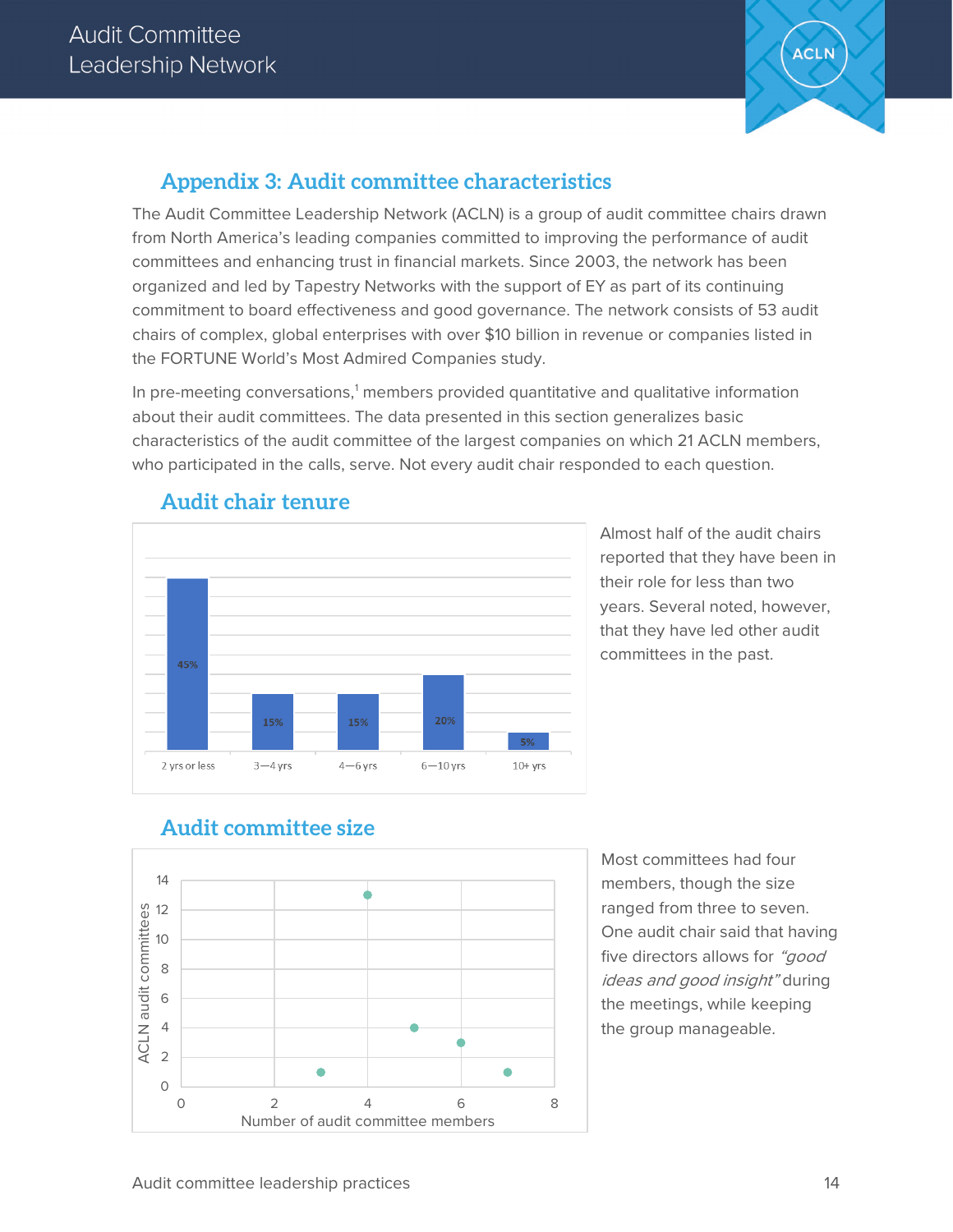## Appendix 3: Audit committee characteristics

The Audit Committee Leadership Network (ACLN) is a group of audit committee chairs drawn from North America's leading companies committed to improving the performance of audit committees and enhancing trust in financial markets. Since 2003, the network has been organized and led by Tapestry Networks with the support of EY as part of its continuing commitment to board effectiveness and good governance. The network consists of 53 audit chairs of complex, global enterprises with over $10 billion in revenue or companies listed in the FORTUNE World's Most Admired Companies study.

In pre-meeting conversations,[1] members provided quantitative and qualitative information about their audit committees. The data presented in this section generalizes basic characteristics of the audit committee of the largest companies on which 21 ACLN members, who participated in the calls, serve. Not every audit chair responded to each question.

### Audit chair tenure

| 2 yrs or less | 3—4 yrs | 4—6 yrs | 6—10 yrs | 10+ yrs |
|---|---|---|---|---|
| 45% | 15% | 15% | 20% | 5% |

Almost half of the audit chairs reported that they been in their role for less than two years. Several noted, however, that they have led other audit committees in the past.

### Audit committee size

| Number of audit committee members | ACLN audit committees |
|---|---|
| 3 | 1 |
| 4 | 13 |
| 5 | 4 |
| 6 | 3 |
| 7 | 1 |

Most committees had four members, though the size ranged from three to seven. One audit chair said that having five directors allows for *"good ideas and good insight"* during the meetings, while keeping the group manageable.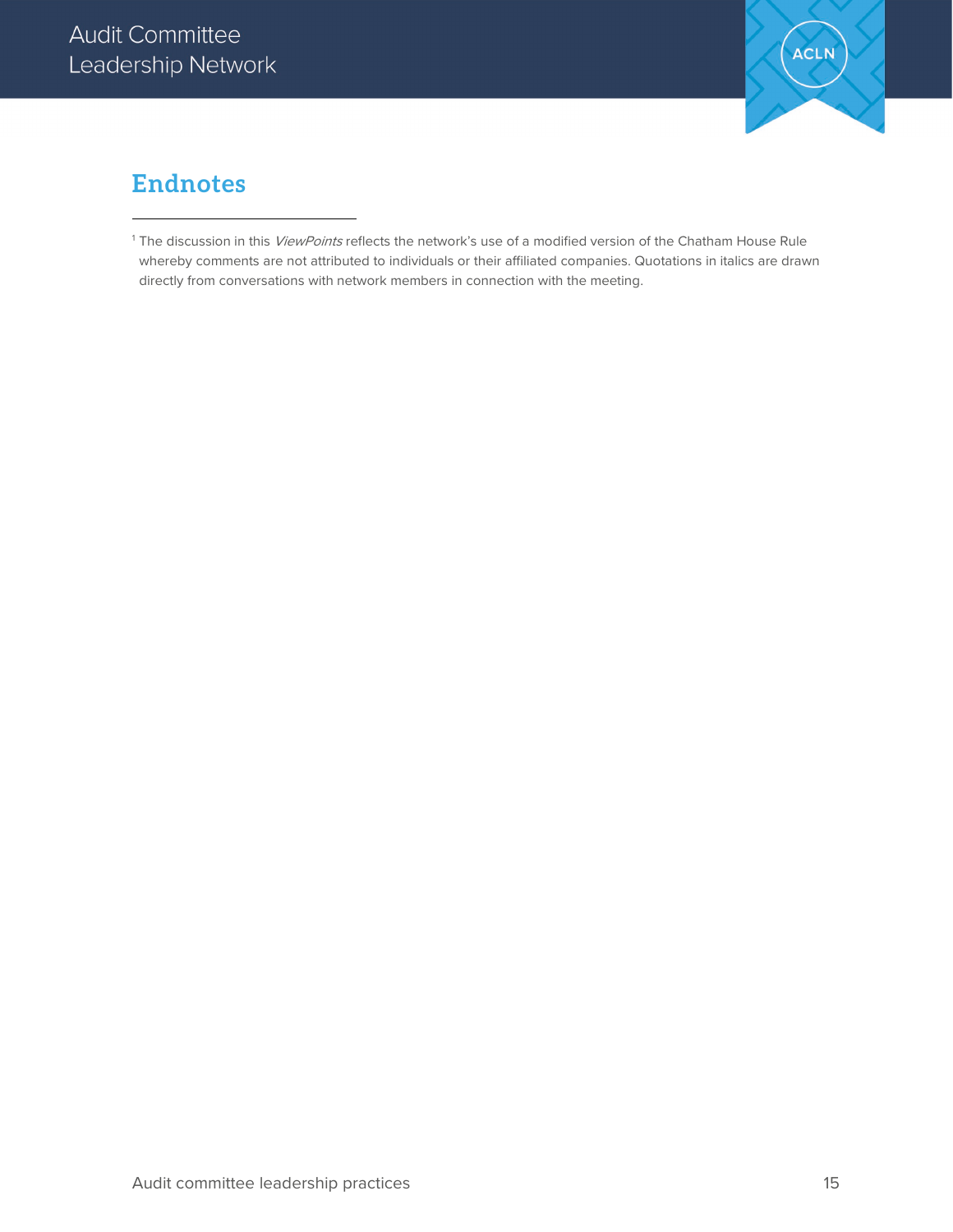## Endnotes

[1] The discussion in this *ViewPoints* reflects the network's use of a modified version of the Chatham House Rule whereby comments are not attributed to individuals or their affiliated companies. Quotations in italics are drawn directly from conversations with network members in connection with the meeting.